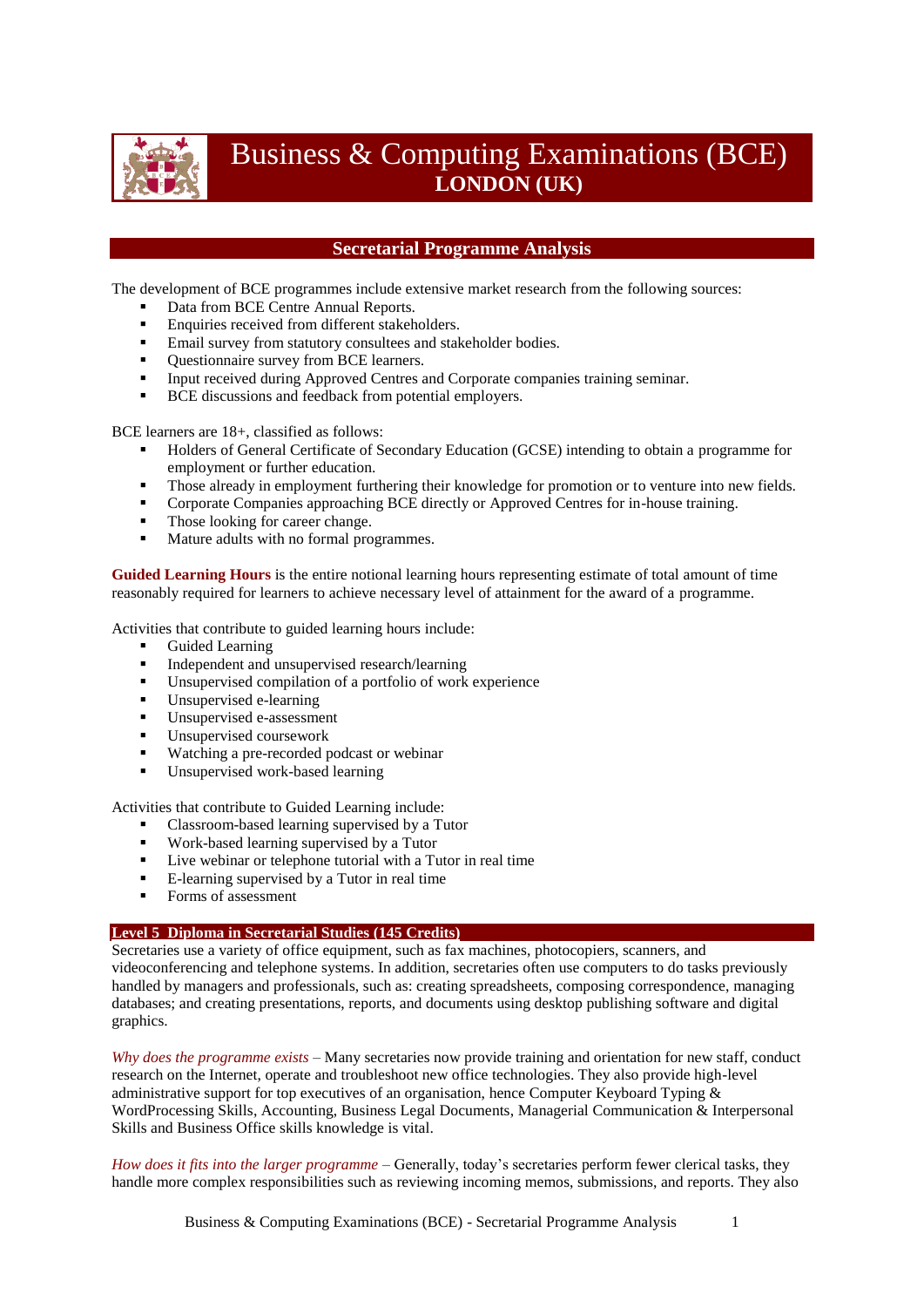# Business & Computing Examinations (BCE)
**LONDON (UK)**

## Secretarial Programme Analysis

The development of BCE programmes include extensive market research from the following sources:

- Data from BCE Centre Annual Reports.
- Enquiries received from different stakeholders.
- Email survey from statutory consultees and stakeholder bodies.
- Questionnaire survey from BCE learners.
- Input received during Approved Centres and Corporate companies training seminar.
- BCE discussions and feedback from potential employers.

BCE learners are 18+, classified as follows:

- Holders of General Certificate of Secondary Education (GCSE) intending to obtain a programme for employment or further education.
- Those already in employment furthering their knowledge for promotion or to venture into new fields.
- Corporate Companies approaching BCE directly or Approved Centres for in-house training.
- Those looking for career change.
- Mature adults with no formal programmes.

**Guided Learning Hours** is the entire notional learning hours representing estimate of total amount of time reasonably required for learners to achieve necessary level of attainment for the award of a programme.

Activities that contribute to guided learning hours include:

- Guided Learning
- Independent and unsupervised research/learning
- Unsupervised compilation of a portfolio of work experience
- Unsupervised e-learning
- Unsupervised e-assessment
- Unsupervised coursework
- Watching a pre-recorded podcast or webinar
- Unsupervised work-based learning

Activities that contribute to Guided Learning include:

- Classroom-based learning supervised by a Tutor
- Work-based learning supervised by a Tutor
- Live webinar or telephone tutorial with a Tutor in real time
- E-learning supervised by a Tutor in real time
- Forms of assessment

### Level 5 Diploma in Secretarial Studies (145 Credits)

Secretaries use a variety of office equipment, such as fax machines, photocopiers, scanners, and videoconferencing and telephone systems. In addition, secretaries often use computers to do tasks previously handled by managers and professionals, such as: creating spreadsheets, composing correspondence, managing databases; and creating presentations, reports, and documents using desktop publishing software and digital graphics.

*Why does the programme exists* – Many secretaries now provide training and orientation for new staff, conduct research on the Internet, operate and troubleshoot new office technologies. They also provide high-level administrative support for top executives of an organisation, hence Computer Keyboard Typing & WordProcessing Skills, Accounting, Business Legal Documents, Managerial Communication & Interpersonal Skills and Business Office skills knowledge is vital.

*How does it fits into the larger programme* – Generally, today's secretaries perform fewer clerical tasks, they handle more complex responsibilities such as reviewing incoming memos, submissions, and reports. They also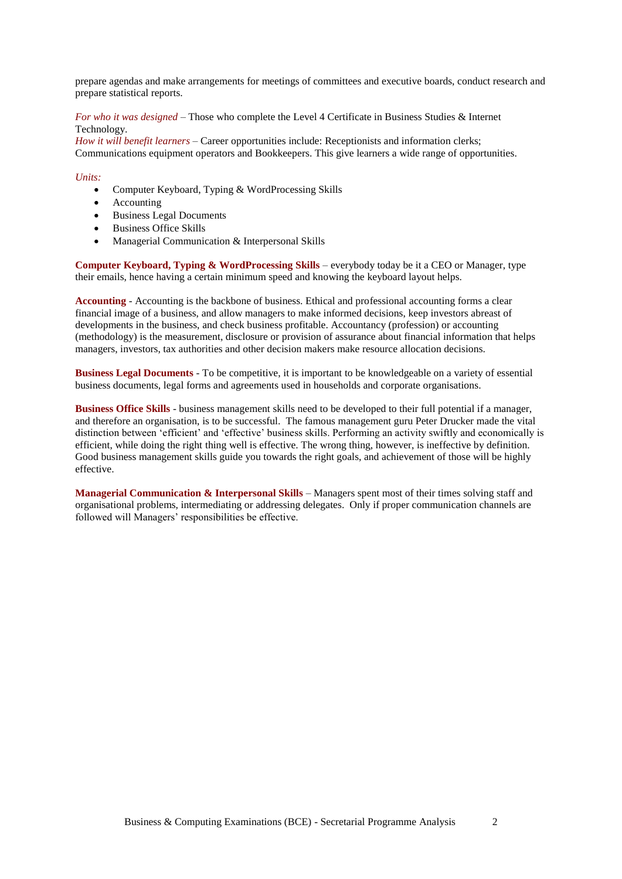prepare agendas and make arrangements for meetings of committees and executive boards, conduct research and prepare statistical reports.

*For who it was designed* – Those who complete the Level 4 Certificate in Business Studies & Internet Technology.
*How it will benefit learners* – Career opportunities include: Receptionists and information clerks; Communications equipment operators and Bookkeepers. This give learners a wide range of opportunities.

*Units:*

- Computer Keyboard, Typing & WordProcessing Skills
- Accounting
- Business Legal Documents
- Business Office Skills
- Managerial Communication & Interpersonal Skills

**Computer Keyboard, Typing & WordProcessing Skills** – everybody today be it a CEO or Manager, type their emails, hence having a certain minimum speed and knowing the keyboard layout helps.

**Accounting** - Accounting is the backbone of business. Ethical and professional accounting forms a clear financial image of a business, and allow managers to make informed decisions, keep investors abreast of developments in the business, and check business profitable. Accountancy (profession) or accounting (methodology) is the measurement, disclosure or provision of assurance about financial information that helps managers, investors, tax authorities and other decision makers make resource allocation decisions.

**Business Legal Documents** - To be competitive, it is important to be knowledgeable on a variety of essential business documents, legal forms and agreements used in households and corporate organisations.

**Business Office Skills** - business management skills need to be developed to their full potential if a manager, and therefore an organisation, is to be successful. The famous management guru Peter Drucker made the vital distinction between 'efficient' and 'effective' business skills. Performing an activity swiftly and economically is efficient, while doing the right thing well is effective. The wrong thing, however, is ineffective by definition. Good business management skills guide you towards the right goals, and achievement of those will be highly effective.

**Managerial Communication & Interpersonal Skills** – Managers spent most of their times solving staff and organisational problems, intermediating or addressing delegates. Only if proper communication channels are followed will Managers' responsibilities be effective.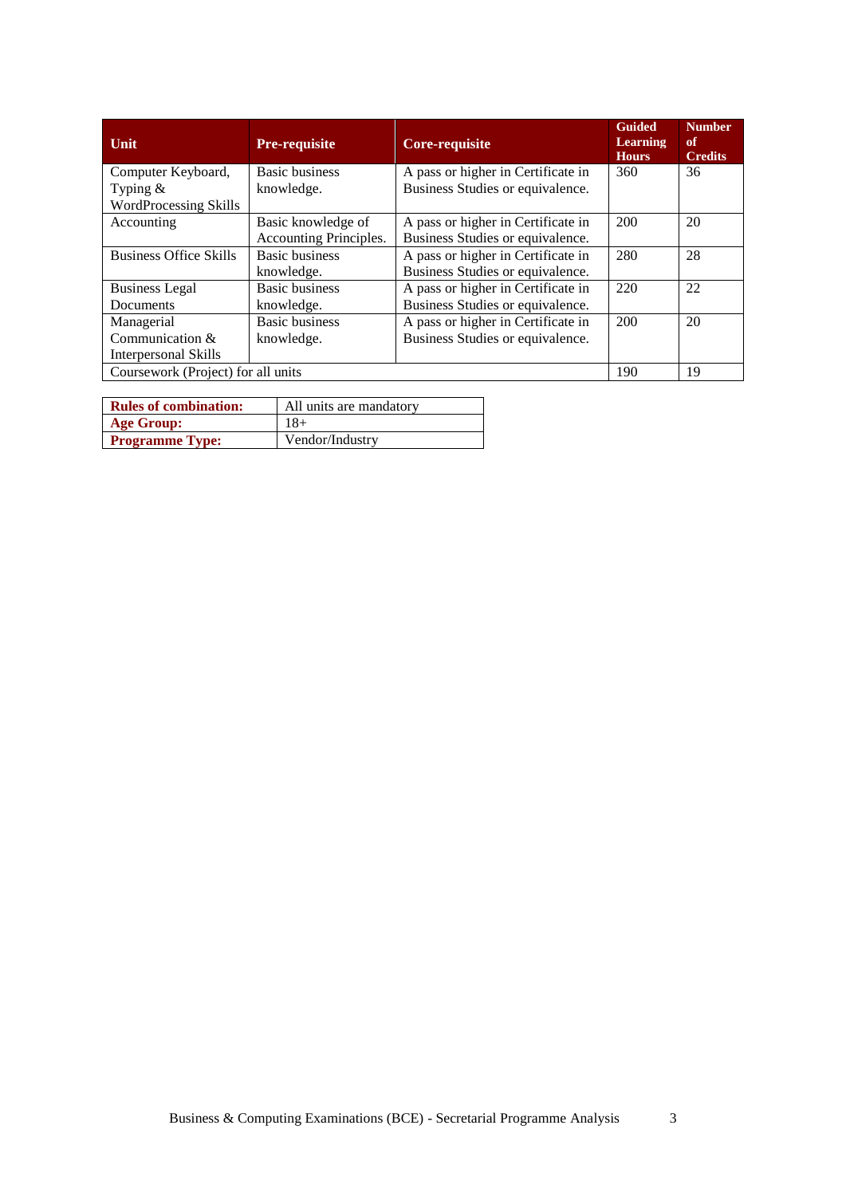| Unit | Pre-requisite | Core-requisite | Guided Learning Hours | Number of Credits |
|---|---|---|---|---|
| Computer Keyboard, Typing & WordProcessing Skills | Basic business knowledge. | A pass or higher in Certificate in Business Studies or equivalence. | 360 | 36 |
| Accounting | Basic knowledge of Accounting Principles. | A pass or higher in Certificate in Business Studies or equivalence. | 200 | 20 |
| Business Office Skills | Basic business knowledge. | A pass or higher in Certificate in Business Studies or equivalence. | 280 | 28 |
| Business Legal Documents | Basic business knowledge. | A pass or higher in Certificate in Business Studies or equivalence. | 220 | 22 |
| Managerial Communication & Interpersonal Skills | Basic business knowledge. | A pass or higher in Certificate in Business Studies or equivalence. | 200 | 20 |
| Coursework (Project) for all units | | | 190 | 19 |

| | |
|---|---|
| **Rules of combination:** | All units are mandatory |
| **Age Group:** | 18+ |
| **Programme Type:** | Vendor/Industry |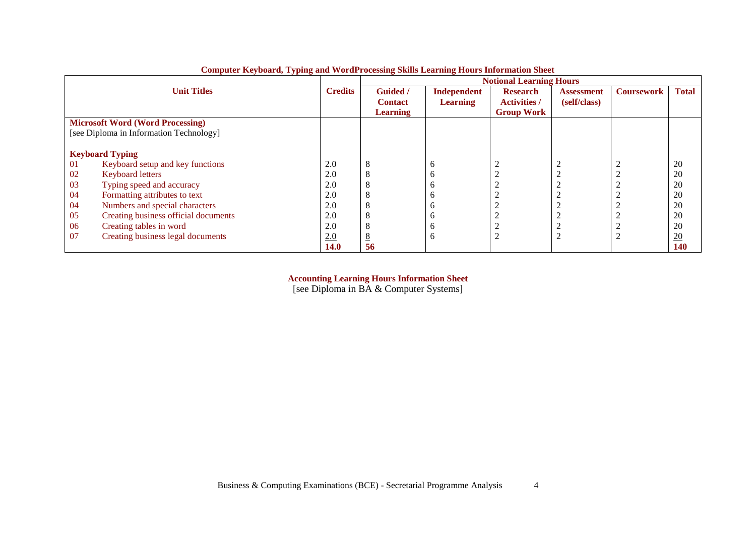### Computer Keyboard, Typing and WordProcessing Skills Learning Hours Information Sheet

| Unit Titles | | Credits | Notional Learning Hours | | | | | |
|---|---|---|---|---|---|---|---|---|
| | | | Guided / Contact Learning | Independent Learning | Research Activities / Group Work | Assessment (self/class) | Coursework | Total |
| **Microsoft Word (Word Processing)** [see Diploma in Information Technology] | | | | | | | | |
| **Keyboard Typing** | | | | | | | | |
| 01 | Keyboard setup and key functions | 2.0 | 8 | 6 | 2 | 2 | 2 | 20 |
| 02 | Keyboard letters | 2.0 | 8 | 6 | 2 | 2 | 2 | 20 |
| 03 | Typing speed and accuracy | 2.0 | 8 | 6 | 2 | 2 | 2 | 20 |
| 04 | Formatting attributes to text | 2.0 | 8 | 6 | 2 | 2 | 2 | 20 |
| 04 | Numbers and special characters | 2.0 | 8 | 6 | 2 | 2 | 2 | 20 |
| 05 | Creating business official documents | 2.0 | 8 | 6 | 2 | 2 | 2 | 20 |
| 06 | Creating tables in word | 2.0 | 8 | 6 | 2 | 2 | 2 | 20 |
| 07 | Creating business legal documents | 2.0 | 8 | 6 | 2 | 2 | 2 | 20 |
| | | **14.0** | **56** | | | | | **140** |

**Accounting Learning Hours Information Sheet**
[see Diploma in BA & Computer Systems]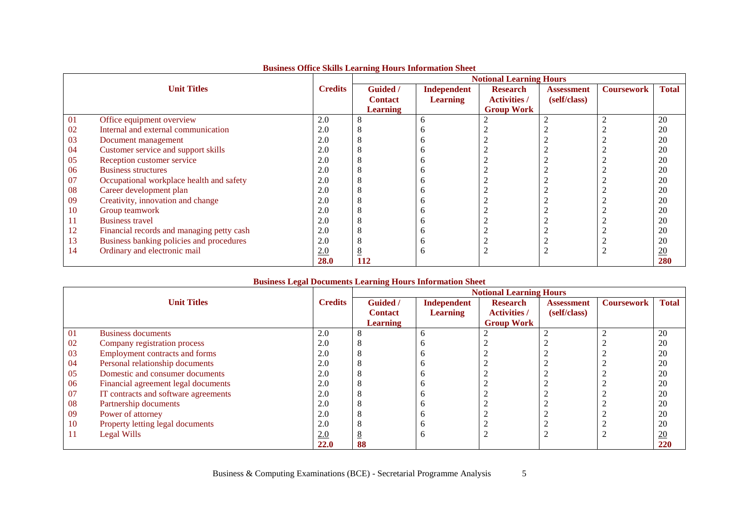**Business Office Skills Learning Hours Information Sheet**

| | Unit Titles | Credits | Notional Learning Hours | | | | | |
|---|---|---|---|---|---|---|---|---|
| | | | Guided / Contact Learning | Independent Learning | Research Activities / Group Work | Assessment (self/class) | Coursework | Total |
| 01 | Office equipment overview | 2.0 | 8 | 6 | 2 | 2 | 2 | 20 |
| 02 | Internal and external communication | 2.0 | 8 | 6 | 2 | 2 | 2 | 20 |
| 03 | Document management | 2.0 | 8 | 6 | 2 | 2 | 2 | 20 |
| 04 | Customer service and support skills | 2.0 | 8 | 6 | 2 | 2 | 2 | 20 |
| 05 | Reception customer service | 2.0 | 8 | 6 | 2 | 2 | 2 | 20 |
| 06 | Business structures | 2.0 | 8 | 6 | 2 | 2 | 2 | 20 |
| 07 | Occupational workplace health and safety | 2.0 | 8 | 6 | 2 | 2 | 2 | 20 |
| 08 | Career development plan | 2.0 | 8 | 6 | 2 | 2 | 2 | 20 |
| 09 | Creativity, innovation and change | 2.0 | 8 | 6 | 2 | 2 | 2 | 20 |
| 10 | Group teamwork | 2.0 | 8 | 6 | 2 | 2 | 2 | 20 |
| 11 | Business travel | 2.0 | 8 | 6 | 2 | 2 | 2 | 20 |
| 12 | Financial records and managing petty cash | 2.0 | 8 | 6 | 2 | 2 | 2 | 20 |
| 13 | Business banking policies and procedures | 2.0 | 8 | 6 | 2 | 2 | 2 | 20 |
| 14 | Ordinary and electronic mail | 2.0 | 8 | 6 | 2 | 2 | 2 | 20 |
| | | **28.0** | **112** | | | | | **280** |

**Business Legal Documents Learning Hours Information Sheet**

| | Unit Titles | Credits | Notional Learning Hours | | | | | |
|---|---|---|---|---|---|---|---|---|
| | | | Guided / Contact Learning | Independent Learning | Research Activities / Group Work | Assessment (self/class) | Coursework | Total |
| 01 | Business documents | 2.0 | 8 | 6 | 2 | 2 | 2 | 20 |
| 02 | Company registration process | 2.0 | 8 | 6 | 2 | 2 | 2 | 20 |
| 03 | Employment contracts and forms | 2.0 | 8 | 6 | 2 | 2 | 2 | 20 |
| 04 | Personal relationship documents | 2.0 | 8 | 6 | 2 | 2 | 2 | 20 |
| 05 | Domestic and consumer documents | 2.0 | 8 | 6 | 2 | 2 | 2 | 20 |
| 06 | Financial agreement legal documents | 2.0 | 8 | 6 | 2 | 2 | 2 | 20 |
| 07 | IT contracts and software agreements | 2.0 | 8 | 6 | 2 | 2 | 2 | 20 |
| 08 | Partnership documents | 2.0 | 8 | 6 | 2 | 2 | 2 | 20 |
| 09 | Power of attorney | 2.0 | 8 | 6 | 2 | 2 | 2 | 20 |
| 10 | Property letting legal documents | 2.0 | 8 | 6 | 2 | 2 | 2 | 20 |
| 11 | Legal Wills | 2.0 | 8 | 6 | 2 | 2 | 2 | 20 |
| | | **22.0** | **88** | | | | | **220** |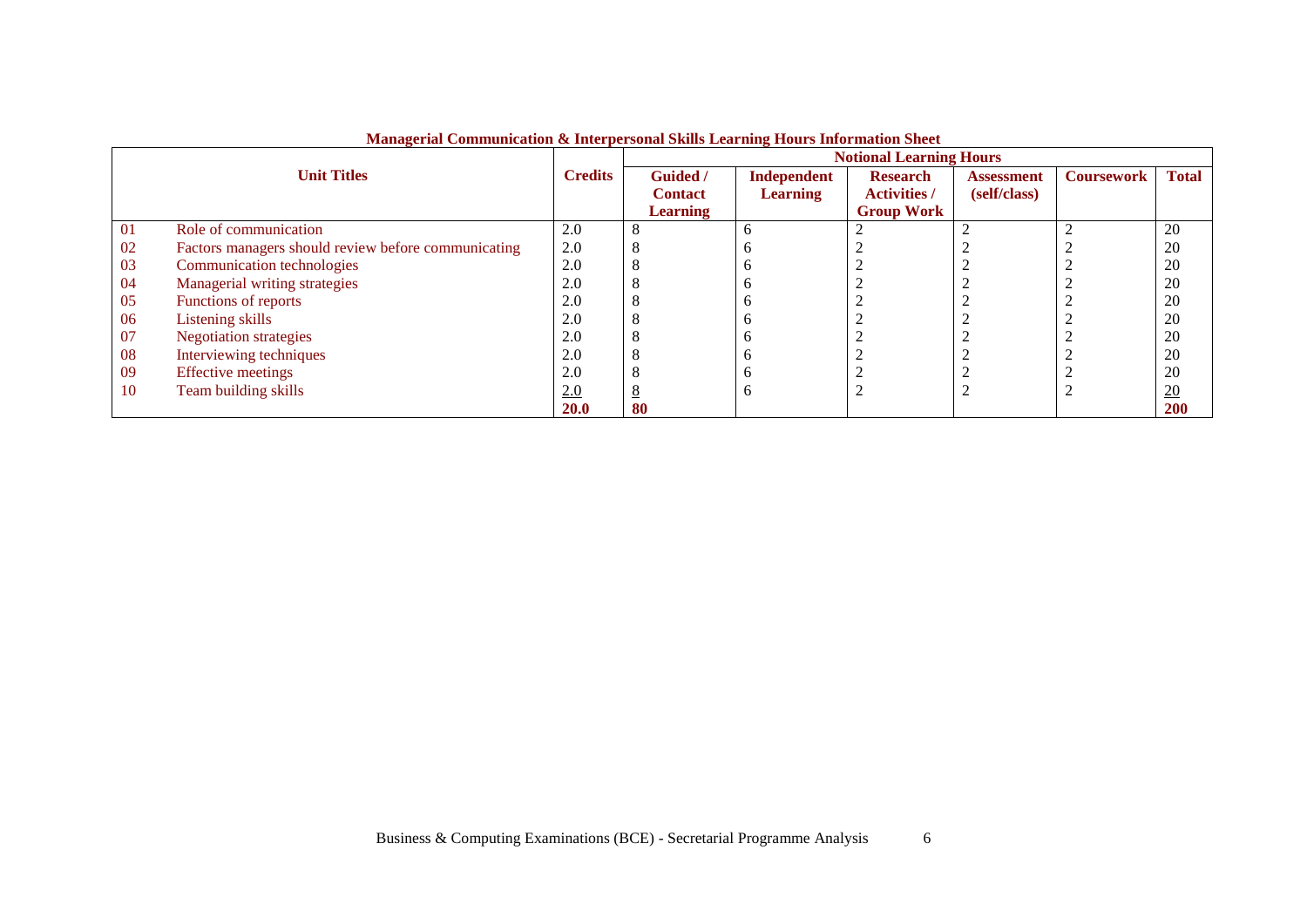**Managerial Communication & Interpersonal Skills Learning Hours Information Sheet**

| | Unit Titles | Credits | Notional Learning Hours | | | | | |
|---|---|---|---|---|---|---|---|---|
| | | | Guided / Contact Learning | Independent Learning | Research Activities / Group Work | Assessment (self/class) | Coursework | Total |
| 01 | Role of communication | 2.0 | 8 | 6 | 2 | 2 | 2 | 20 |
| 02 | Factors managers should review before communicating | 2.0 | 8 | 6 | 2 | 2 | 2 | 20 |
| 03 | Communication technologies | 2.0 | 8 | 6 | 2 | 2 | 2 | 20 |
| 04 | Managerial writing strategies | 2.0 | 8 | 6 | 2 | 2 | 2 | 20 |
| 05 | Functions of reports | 2.0 | 8 | 6 | 2 | 2 | 2 | 20 |
| 06 | Listening skills | 2.0 | 8 | 6 | 2 | 2 | 2 | 20 |
| 07 | Negotiation strategies | 2.0 | 8 | 6 | 2 | 2 | 2 | 20 |
| 08 | Interviewing techniques | 2.0 | 8 | 6 | 2 | 2 | 2 | 20 |
| 09 | Effective meetings | 2.0 | 8 | 6 | 2 | 2 | 2 | 20 |
| 10 | Team building skills | 2.0 | 8 | 6 | 2 | 2 | 2 | 20 |
| | | **20.0** | **80** | | | | | **200** |

Business & Computing Examinations (BCE) - Secretarial Programme Analysis